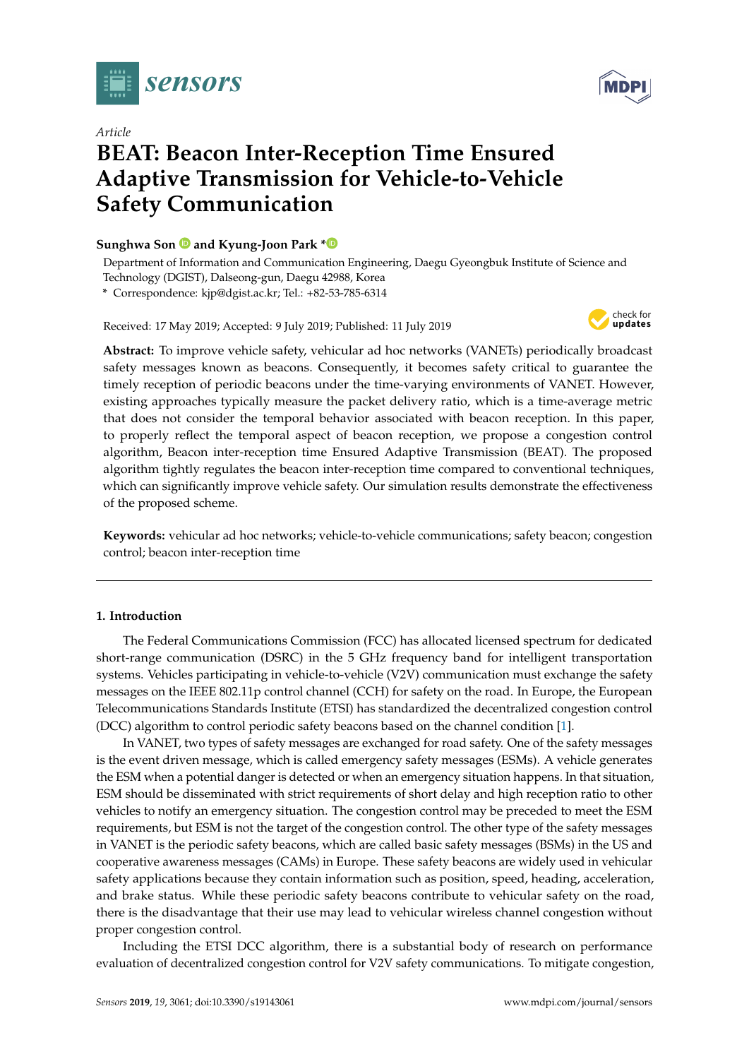*Article*

# BEAT: Beacon Inter-Reception Time Ensured Adaptive Transmission for Vehicle-to-Vehicle Safety Communication

**Sunghwa Son and Kyung-Joon Park ***

Department of Information and Communication Engineering, Daegu Gyeongbuk Institute of Science and Technology (DGIST), Dalseong-gun, Daegu 42988, Korea

* Correspondence: kjp@dgist.ac.kr; Tel.: +82-53-785-6314

Received: 17 May 2019; Accepted: 9 July 2019; Published: 11 July 2019

**Abstract:** To improve vehicle safety, vehicular ad hoc networks (VANETs) periodically broadcast safety messages known as beacons. Consequently, it becomes safety critical to guarantee the timely reception of periodic beacons under the time-varying environments of VANET. However, existing approaches typically measure the packet delivery ratio, which is a time-average metric that does not consider the temporal behavior associated with beacon reception. In this paper, to properly reflect the temporal aspect of beacon reception, we propose a congestion control algorithm, Beacon inter-reception time Ensured Adaptive Transmission (BEAT). The proposed algorithm tightly regulates the beacon inter-reception time compared to conventional techniques, which can significantly improve vehicle safety. Our simulation results demonstrate the effectiveness of the proposed scheme.

**Keywords:** vehicular ad hoc networks; vehicle-to-vehicle communications; safety beacon; congestion control; beacon inter-reception time

## 1. Introduction

The Federal Communications Commission (FCC) has allocated licensed spectrum for dedicated short-range communication (DSRC) in the 5 GHz frequency band for intelligent transportation systems. Vehicles participating in vehicle-to-vehicle (V2V) communication must exchange the safety messages on the IEEE 802.11p control channel (CCH) for safety on the road. In Europe, the European Telecommunications Standards Institute (ETSI) has standardized the decentralized congestion control (DCC) algorithm to control periodic safety beacons based on the channel condition [1].

In VANET, two types of safety messages are exchanged for road safety. One of the safety messages is the event driven message, which is called emergency safety messages (ESMs). A vehicle generates the ESM when a potential danger is detected or when an emergency situation happens. In that situation, ESM should be disseminated with strict requirements of short delay and high reception ratio to other vehicles to notify an emergency situation. The congestion control may be preceded to meet the ESM requirements, but ESM is not the target of the congestion control. The other type of the safety messages in VANET is the periodic safety beacons, which are called basic safety messages (BSMs) in the US and cooperative awareness messages (CAMs) in Europe. These safety beacons are widely used in vehicular safety applications because they contain information such as position, speed, heading, acceleration, and brake status. While these periodic safety beacons contribute to vehicular safety on the road, there is the disadvantage that their use may lead to vehicular wireless channel congestion without proper congestion control.

Including the ETSI DCC algorithm, there is a substantial body of research on performance evaluation of decentralized congestion control for V2V safety communications. To mitigate congestion,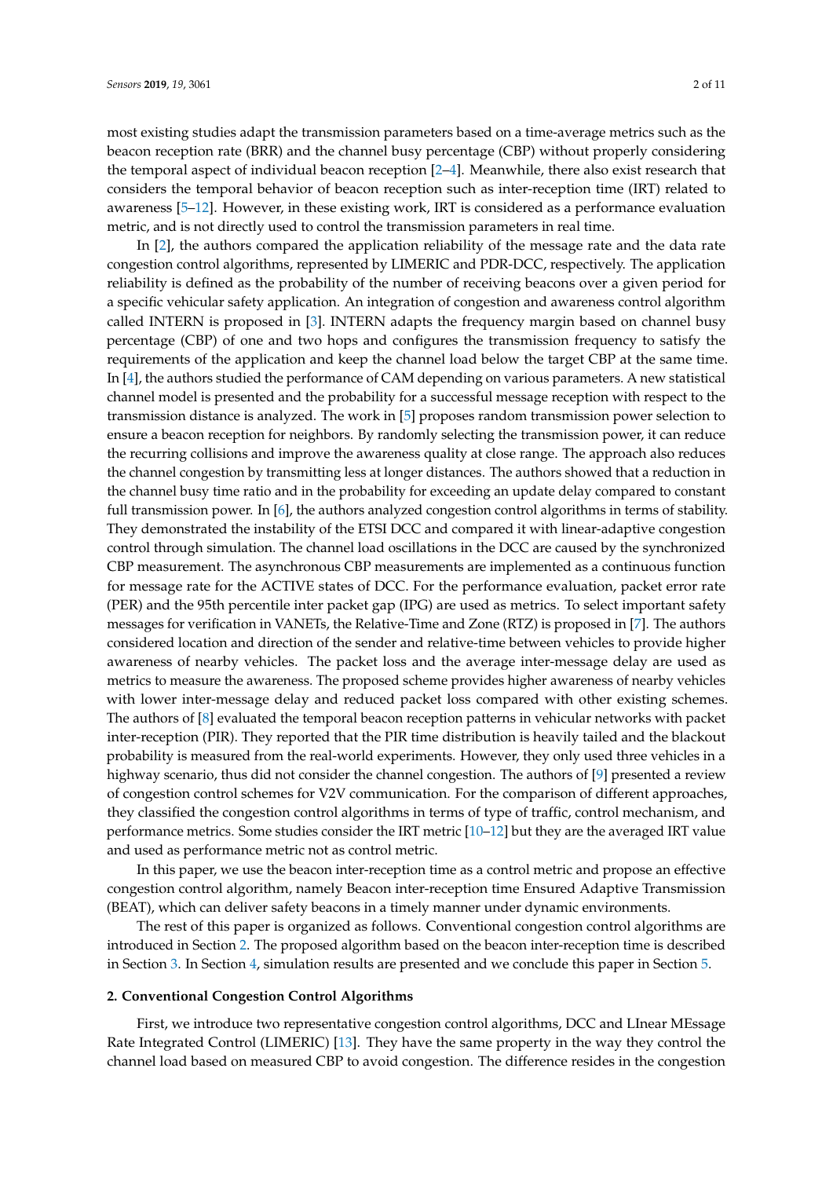most existing studies adapt the transmission parameters based on a time-average metrics such as the beacon reception rate (BRR) and the channel busy percentage (CBP) without properly considering the temporal aspect of individual beacon reception [2–4]. Meanwhile, there also exist research that considers the temporal behavior of beacon reception such as inter-reception time (IRT) related to awareness [5–12]. However, in these existing work, IRT is considered as a performance evaluation metric, and is not directly used to control the transmission parameters in real time.

In [2], the authors compared the application reliability of the message rate and the data rate congestion control algorithms, represented by LIMERIC and PDR-DCC, respectively. The application reliability is defined as the probability of the number of receiving beacons over a given period for a specific vehicular safety application. An integration of congestion and awareness control algorithm called INTERN is proposed in [3]. INTERN adapts the frequency margin based on channel busy percentage (CBP) of one and two hops and configures the transmission frequency to satisfy the requirements of the application and keep the channel load below the target CBP at the same time. In [4], the authors studied the performance of CAM depending on various parameters. A new statistical channel model is presented and the probability for a successful message reception with respect to the transmission distance is analyzed. The work in [5] proposes random transmission power selection to ensure a beacon reception for neighbors. By randomly selecting the transmission power, it can reduce the recurring collisions and improve the awareness quality at close range. The approach also reduces the channel congestion by transmitting less at longer distances. The authors showed that a reduction in the channel busy time ratio and in the probability for exceeding an update delay compared to constant full transmission power. In [6], the authors analyzed congestion control algorithms in terms of stability. They demonstrated the instability of the ETSI DCC and compared it with linear-adaptive congestion control through simulation. The channel load oscillations in the DCC are caused by the synchronized CBP measurement. The asynchronous CBP measurements are implemented as a continuous function for message rate for the ACTIVE states of DCC. For the performance evaluation, packet error rate (PER) and the 95th percentile inter packet gap (IPG) are used as metrics. To select important safety messages for verification in VANETs, the Relative-Time and Zone (RTZ) is proposed in [7]. The authors considered location and direction of the sender and relative-time between vehicles to provide higher awareness of nearby vehicles. The packet loss and the average inter-message delay are used as metrics to measure the awareness. The proposed scheme provides higher awareness of nearby vehicles with lower inter-message delay and reduced packet loss compared with other existing schemes. The authors of [8] evaluated the temporal beacon reception patterns in vehicular networks with packet inter-reception (PIR). They reported that the PIR time distribution is heavily tailed and the blackout probability is measured from the real-world experiments. However, they only used three vehicles in a highway scenario, thus did not consider the channel congestion. The authors of [9] presented a review of congestion control schemes for V2V communication. For the comparison of different approaches, they classified the congestion control algorithms in terms of type of traffic, control mechanism, and performance metrics. Some studies consider the IRT metric [10–12] but they are the averaged IRT value and used as performance metric not as control metric.

In this paper, we use the beacon inter-reception time as a control metric and propose an effective congestion control algorithm, namely Beacon inter-reception time Ensured Adaptive Transmission (BEAT), which can deliver safety beacons in a timely manner under dynamic environments.

The rest of this paper is organized as follows. Conventional congestion control algorithms are introduced in Section 2. The proposed algorithm based on the beacon inter-reception time is described in Section 3. In Section 4, simulation results are presented and we conclude this paper in Section 5.

## 2. Conventional Congestion Control Algorithms

First, we introduce two representative congestion control algorithms, DCC and LInear MEssage Rate Integrated Control (LIMERIC) [13]. They have the same property in the way they control the channel load based on measured CBP to avoid congestion. The difference resides in the congestion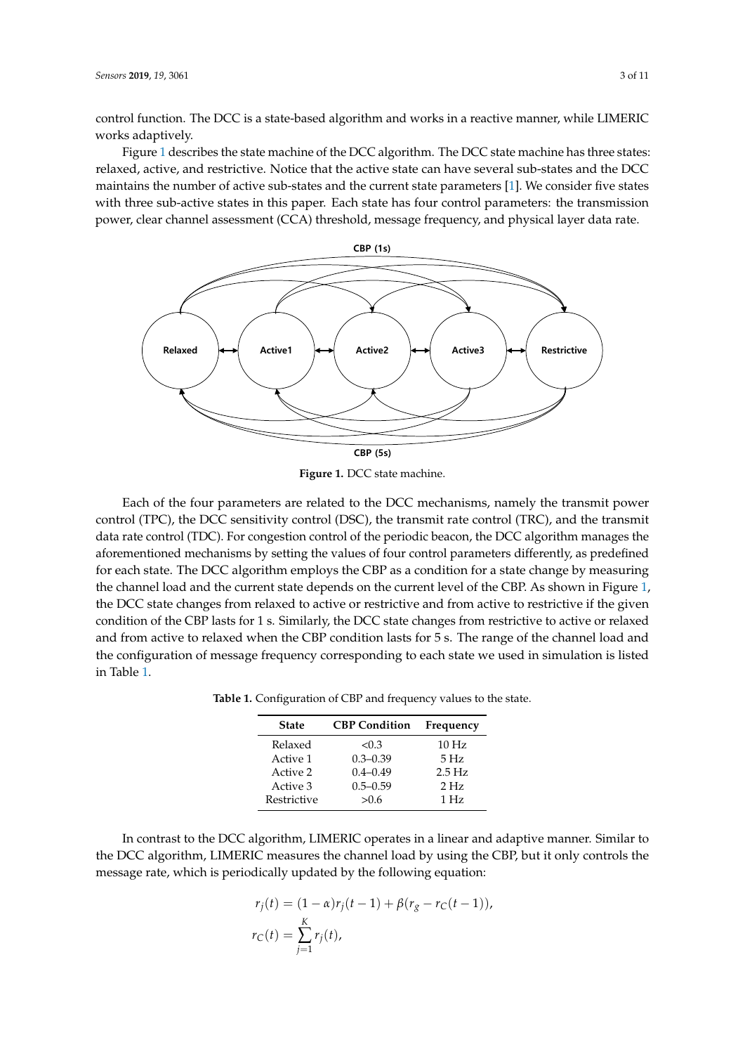control function. The DCC is a state-based algorithm and works in a reactive manner, while LIMERIC works adaptively.

Figure 1 describes the state machine of the DCC algorithm. The DCC state machine has three states: relaxed, active, and restrictive. Notice that the active state can have several sub-states and the DCC maintains the number of active sub-states and the current state parameters [1]. We consider five states with three sub-active states in this paper. Each state has four control parameters: the transmission power, clear channel assessment (CCA) threshold, message frequency, and physical layer data rate.

**Figure 1.** DCC state machine.

Each of the four parameters are related to the DCC mechanisms, namely the transmit power control (TPC), the DCC sensitivity control (DSC), the transmit rate control (TRC), and the transmit data rate control (TDC). For congestion control of the periodic beacon, the DCC algorithm manages the aforementioned mechanisms by setting the values of four control parameters differently, as predefined for each state. The DCC algorithm employs the CBP as a condition for a state change by measuring the channel load and the current state depends on the current level of the CBP. As shown in Figure 1, the DCC state changes from relaxed to active or restrictive and from active to restrictive if the given condition of the CBP lasts for 1 s. Similarly, the DCC state changes from restrictive to active or relaxed and from active to relaxed when the CBP condition lasts for 5 s. The range of the channel load and the configuration of message frequency corresponding to each state we used in simulation is listed in Table 1.

**Table 1.** Configuration of CBP and frequency values to the state.

| State | CBP Condition | Frequency |
|---|---|---|
| Relaxed | <0.3 | 10 Hz |
| Active 1 | 0.3–0.39 | 5 Hz |
| Active 2 | 0.4–0.49 | 2.5 Hz |
| Active 3 | 0.5–0.59 | 2 Hz |
| Restrictive | >0.6 | 1 Hz |

In contrast to the DCC algorithm, LIMERIC operates in a linear and adaptive manner. Similar to the DCC algorithm, LIMERIC measures the channel load by using the CBP, but it only controls the message rate, which is periodically updated by the following equation:

$$
\begin{aligned}
r_j(t) &= (1-\alpha) r_j(t-1) + \beta(r_g - r_C(t-1)), \\
r_C(t) &= \sum_{j=1}^{K} r_j(t),
\end{aligned}
$$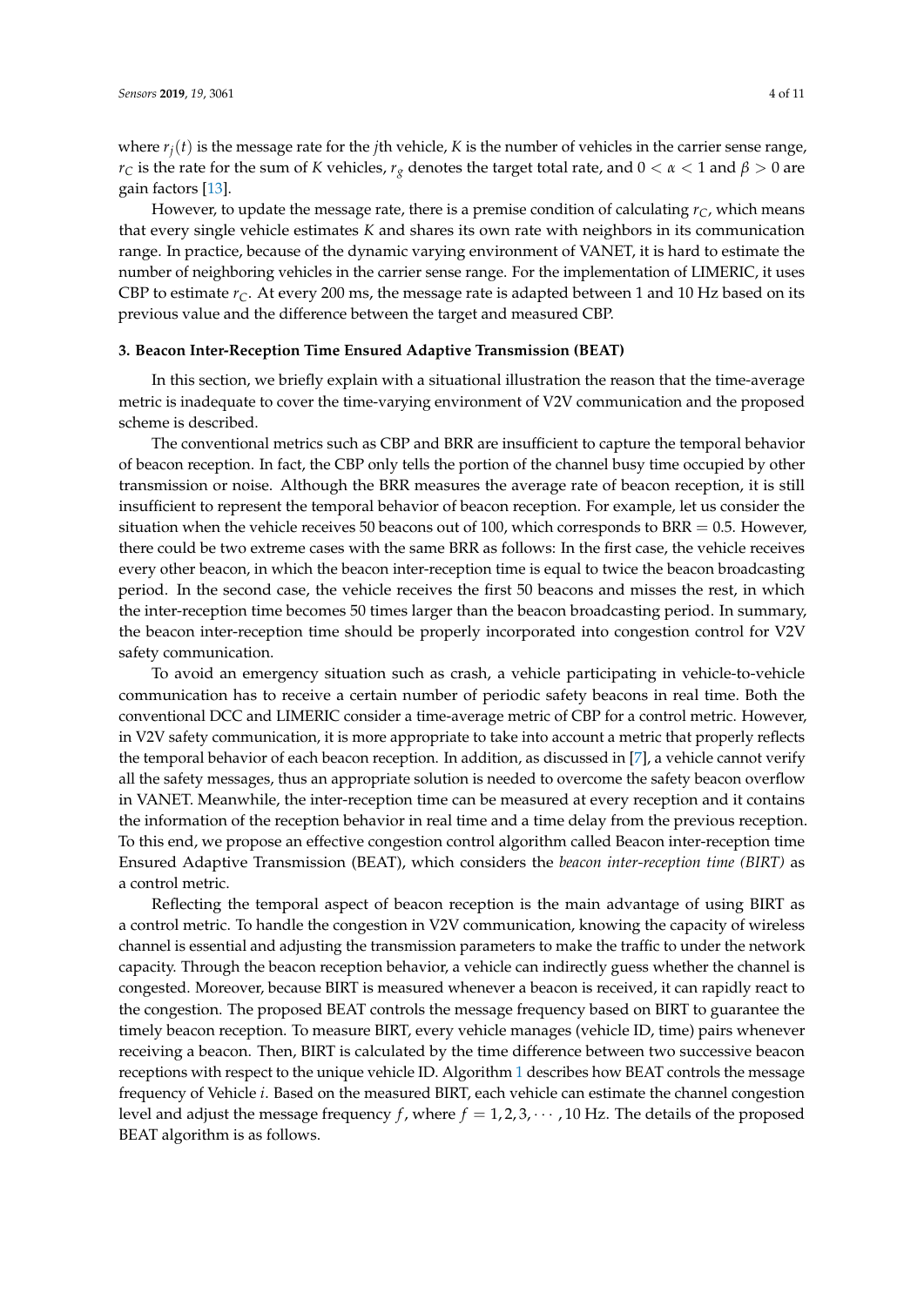where $r_j(t)$ is the message rate for the $j$th vehicle, $K$ is the number of vehicles in the carrier sense range, $r_C$ is the rate for the sum of $K$ vehicles, $r_g$ denotes the target total rate, and $0 < \alpha < 1$ and $\beta > 0$ are gain factors [13].

However, to update the message rate, there is a premise condition of calculating $r_C$, which means that every single vehicle estimates $K$ and shares its own rate with neighbors in its communication range. In practice, because of the dynamic varying environment of VANET, it is hard to estimate the number of neighboring vehicles in the carrier sense range. For the implementation of LIMERIC, it uses CBP to estimate $r_C$. At every 200 ms, the message rate is adapted between 1 and 10 Hz based on its previous value and the difference between the target and measured CBP.

## 3. Beacon Inter-Reception Time Ensured Adaptive Transmission (BEAT)

In this section, we briefly explain with a situational illustration the reason that the time-average metric is inadequate to cover the time-varying environment of V2V communication and the proposed scheme is described.

The conventional metrics such as CBP and BRR are insufficient to capture the temporal behavior of beacon reception. In fact, the CBP only tells the portion of the channel busy time occupied by other transmission or noise. Although the BRR measures the average rate of beacon reception, it is still insufficient to represent the temporal behavior of beacon reception. For example, let us consider the situation when the vehicle receives 50 beacons out of 100, which corresponds to BRR = 0.5. However, there could be two extreme cases with the same BRR as follows: In the first case, the vehicle receives every other beacon, in which the beacon inter-reception time is equal to twice the beacon broadcasting period. In the second case, the vehicle receives the first 50 beacons and misses the rest, in which the inter-reception time becomes 50 times larger than the beacon broadcasting period. In summary, the beacon inter-reception time should be properly incorporated into congestion control for V2V safety communication.

To avoid an emergency situation such as crash, a vehicle participating in vehicle-to-vehicle communication has to receive a certain number of periodic safety beacons in real time. Both the conventional DCC and LIMERIC consider a time-average metric of CBP for a control metric. However, in V2V safety communication, it is more appropriate to take into account a metric that properly reflects the temporal behavior of each beacon reception. In addition, as discussed in [7], a vehicle cannot verify all the safety messages, thus an appropriate solution is needed to overcome the safety beacon overflow in VANET. Meanwhile, the inter-reception time can be measured at every reception and it contains the information of the reception behavior in real time and a time delay from the previous reception. To this end, we propose an effective congestion control algorithm called Beacon inter-reception time Ensured Adaptive Transmission (BEAT), which considers the *beacon inter-reception time (BIRT)* as a control metric.

Reflecting the temporal aspect of beacon reception is the main advantage of using BIRT as a control metric. To handle the congestion in V2V communication, knowing the capacity of wireless channel is essential and adjusting the transmission parameters to make the traffic to under the network capacity. Through the beacon reception behavior, a vehicle can indirectly guess whether the channel is congested. Moreover, because BIRT is measured whenever a beacon is received, it can rapidly react to the congestion. The proposed BEAT controls the message frequency based on BIRT to guarantee the timely beacon reception. To measure BIRT, every vehicle manages (vehicle ID, time) pairs whenever receiving a beacon. Then, BIRT is calculated by the time difference between two successive beacon receptions with respect to the unique vehicle ID. Algorithm 1 describes how BEAT controls the message frequency of Vehicle $i$. Based on the measured BIRT, each vehicle can estimate the channel congestion level and adjust the message frequency $f$, where $f = 1, 2, 3, \cdots, 10$ Hz. The details of the proposed BEAT algorithm is as follows.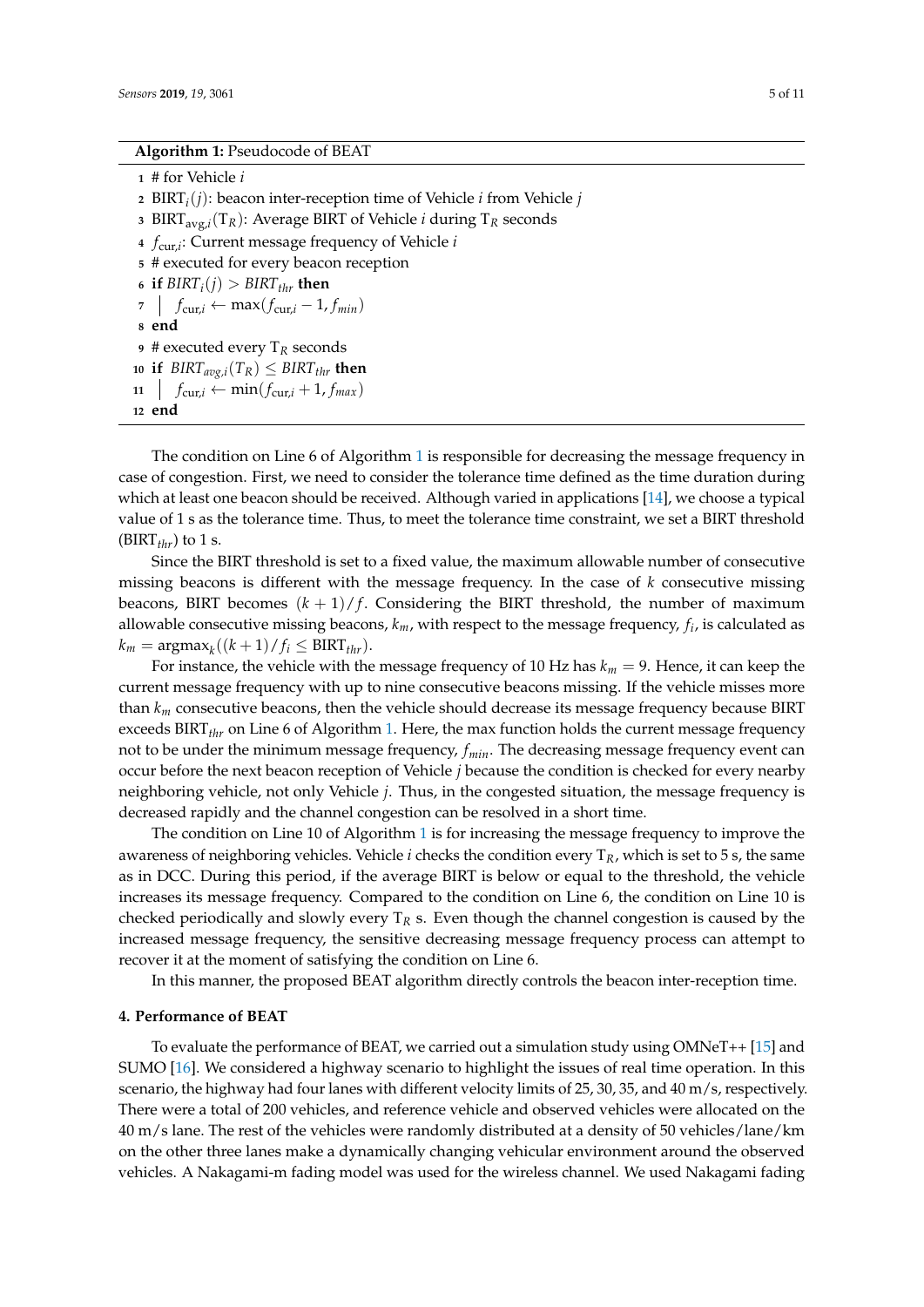**Algorithm 1:** Pseudocode of BEAT

```
1  # for Vehicle i
2  BIRT_i(j): beacon inter-reception time of Vehicle i from Vehicle j
3  BIRT_avg,i(T_R): Average BIRT of Vehicle i during T_R seconds
4  f_cur,i: Current message frequency of Vehicle i
5  # executed for every beacon reception
6  if BIRT_i(j) > BIRT_thr then
7  |   f_cur,i ← max(f_cur,i − 1, f_min)
8  end
9  # executed every T_R seconds
10 if BIRT_avg,i(T_R) ≤ BIRT_thr then
11 |   f_cur,i ← min(f_cur,i + 1, f_max)
12 end
```

The condition on Line 6 of Algorithm 1 is responsible for decreasing the message frequency in case of congestion. First, we need to consider the tolerance time defined as the time duration during which at least one beacon should be received. Although varied in applications [14], we choose a typical value of 1 s as the tolerance time. Thus, to meet the tolerance time constraint, we set a BIRT threshold ($\mathrm{BIRT}_{thr}$) to 1 s.

Since the BIRT threshold is set to a fixed value, the maximum allowable number of consecutive missing beacons is different with the message frequency. In the case of $k$ consecutive missing beacons, BIRT becomes $(k+1)/f$. Considering the BIRT threshold, the number of maximum allowable consecutive missing beacons, $k_m$, with respect to the message frequency, $f_i$, is calculated as $k_m = \mathrm{argmax}_k((k+1)/f_i \leq \mathrm{BIRT}_{thr})$.

For instance, the vehicle with the message frequency of 10 Hz has $k_m = 9$. Hence, it can keep the current message frequency with up to nine consecutive beacons missing. If the vehicle misses more than $k_m$ consecutive beacons, then the vehicle should decrease its message frequency because BIRT exceeds $\mathrm{BIRT}_{thr}$ on Line 6 of Algorithm 1. Here, the max function holds the current message frequency not to be under the minimum message frequency, $f_{min}$. The decreasing message frequency event can occur before the next beacon reception of Vehicle $j$ because the condition is checked for every nearby neighboring vehicle, not only Vehicle $j$. Thus, in the congested situation, the message frequency is decreased rapidly and the channel congestion can be resolved in a short time.

The condition on Line 10 of Algorithm 1 is for increasing the message frequency to improve the awareness of neighboring vehicles. Vehicle $i$ checks the condition every $\mathrm{T}_R$, which is set to 5 s, the same as in DCC. During this period, if the average BIRT is below or equal to the threshold, the vehicle increases its message frequency. Compared to the condition on Line 6, the condition on Line 10 is checked periodically and slowly every $\mathrm{T}_R$ s. Even though the channel congestion is caused by the increased message frequency, the sensitive decreasing message frequency process can attempt to recover it at the moment of satisfying the condition on Line 6.

In this manner, the proposed BEAT algorithm directly controls the beacon inter-reception time.

## 4. Performance of BEAT

To evaluate the performance of BEAT, we carried out a simulation study using OMNeT++ [15] and SUMO [16]. We considered a highway scenario to highlight the issues of real time operation. In this scenario, the highway had four lanes with different velocity limits of 25, 30, 35, and 40 m/s, respectively. There were a total of 200 vehicles, and reference vehicle and observed vehicles were allocated on the 40 m/s lane. The rest of the vehicles were randomly distributed at a density of 50 vehicles/lane/km on the other three lanes make a dynamically changing vehicular environment around the observed vehicles. A Nakagami-m fading model was used for the wireless channel. We used Nakagami fading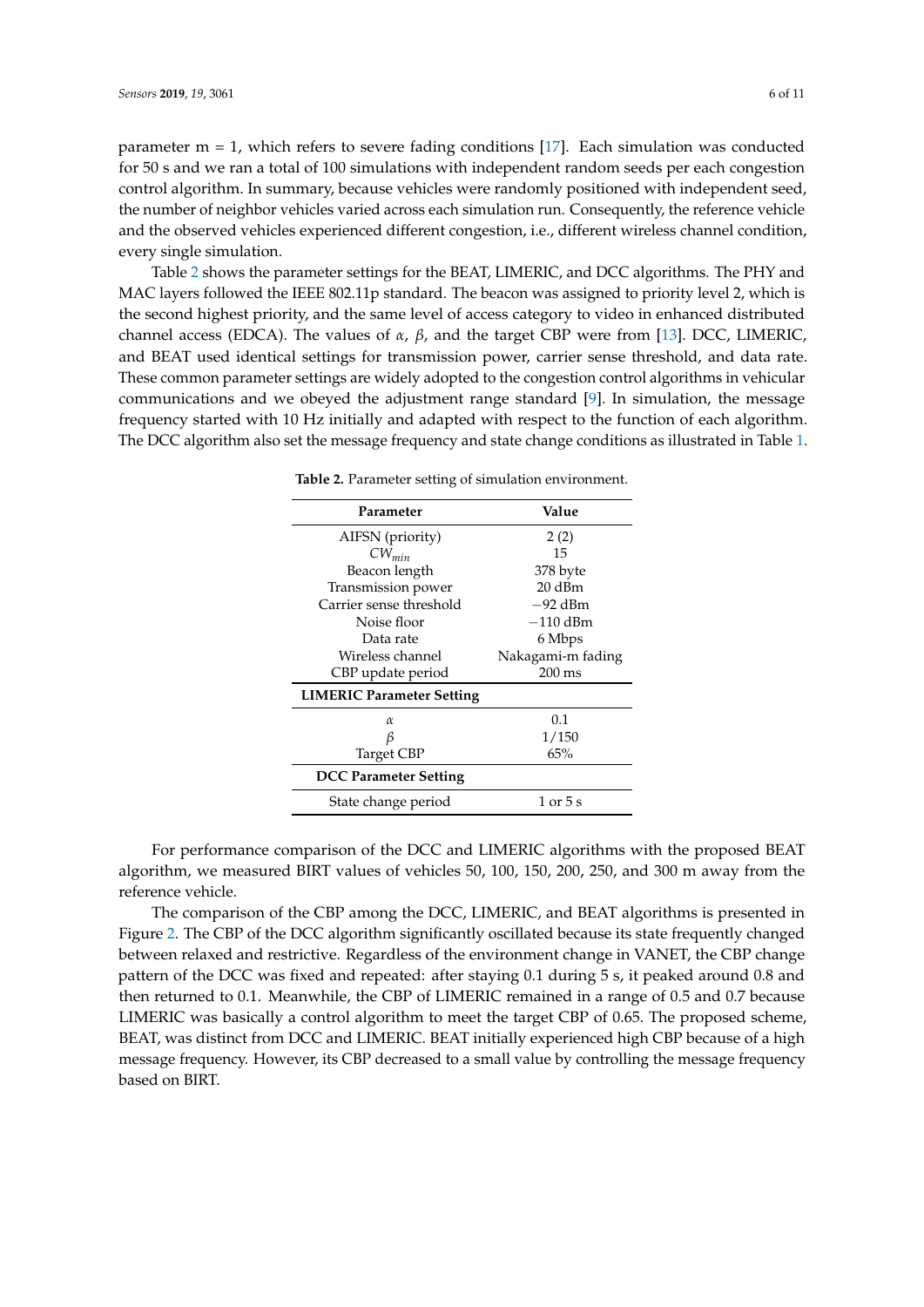parameter m = 1, which refers to severe fading conditions [17]. Each simulation was conducted for 50 s and we ran a total of 100 simulations with independent random seeds per each congestion control algorithm. In summary, because vehicles were randomly positioned with independent seed, the number of neighbor vehicles varied across each simulation run. Consequently, the reference vehicle and the observed vehicles experienced different congestion, i.e., different wireless channel condition, every single simulation.

Table 2 shows the parameter settings for the BEAT, LIMERIC, and DCC algorithms. The PHY and MAC layers followed the IEEE 802.11p standard. The beacon was assigned to priority level 2, which is the second highest priority, and the same level of access category to video in enhanced distributed channel access (EDCA). The values of $\alpha$, $\beta$, and the target CBP were from [13]. DCC, LIMERIC, and BEAT used identical settings for transmission power, carrier sense threshold, and data rate. These common parameter settings are widely adopted to the congestion control algorithms in vehicular communications and we obeyed the adjustment range standard [9]. In simulation, the message frequency started with 10 Hz initially and adapted with respect to the function of each algorithm. The DCC algorithm also set the message frequency and state change conditions as illustrated in Table 1.

**Table 2.** Parameter setting of simulation environment.

| Parameter | Value |
|---|---|
| AIFSN (priority) | 2 (2) |
| $CW_{min}$ | 15 |
| Beacon length | 378 byte |
| Transmission power | 20 dBm |
| Carrier sense threshold | −92 dBm |
| Noise floor | −110 dBm |
| Data rate | 6 Mbps |
| Wireless channel | Nakagami-m fading |
| CBP update period | 200 ms |
| **LIMERIC Parameter Setting** | |
| $\alpha$ | 0.1 |
| $\beta$ | 1/150 |
| Target CBP | 65% |
| **DCC Parameter Setting** | |
| State change period | 1 or 5 s |

For performance comparison of the DCC and LIMERIC algorithms with the proposed BEAT algorithm, we measured BIRT values of vehicles 50, 100, 150, 200, 250, and 300 m away from the reference vehicle.

The comparison of the CBP among the DCC, LIMERIC, and BEAT algorithms is presented in Figure 2. The CBP of the DCC algorithm significantly oscillated because its state frequently changed between relaxed and restrictive. Regardless of the environment change in VANET, the CBP change pattern of the DCC was fixed and repeated: after staying 0.1 during 5 s, it peaked around 0.8 and then returned to 0.1. Meanwhile, the CBP of LIMERIC remained in a range of 0.5 and 0.7 because LIMERIC was basically a control algorithm to meet the target CBP of 0.65. The proposed scheme, BEAT, was distinct from DCC and LIMERIC. BEAT initially experienced high CBP because of a high message frequency. However, its CBP decreased to a small value by controlling the message frequency based on BIRT.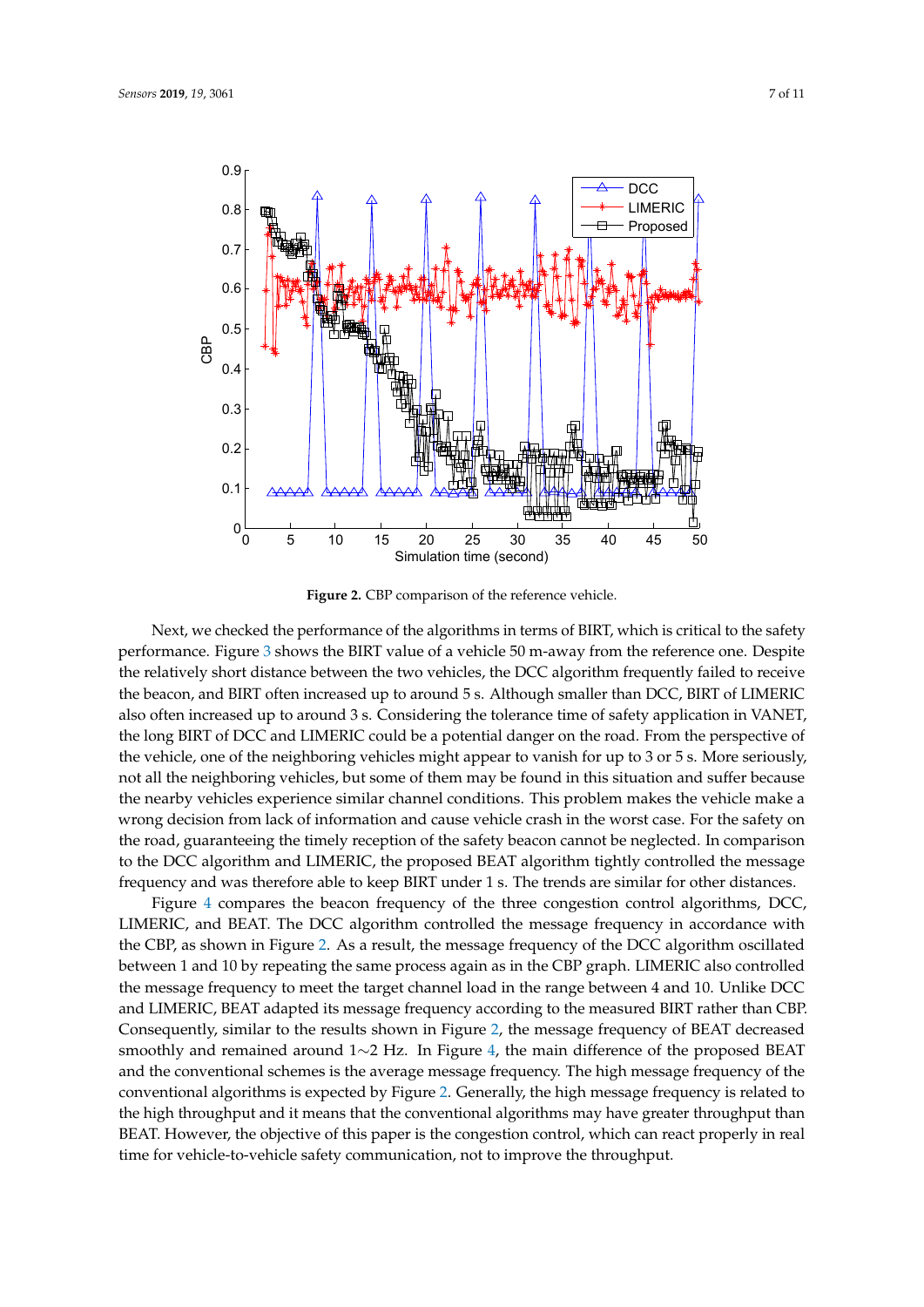Figure 2. CBP comparison of the reference vehicle.

Next, we checked the performance of the algorithms in terms of BIRT, which is critical to the safety performance. Figure 3 shows the BIRT value of a vehicle 50 m-away from the reference one. Despite the relatively short distance between the two vehicles, the DCC algorithm frequently failed to receive the beacon, and BIRT often increased up to around 5 s. Although smaller than DCC, BIRT of LIMERIC also often increased up to around 3 s. Considering the tolerance time of safety application in VANET, the long BIRT of DCC and LIMERIC could be a potential danger on the road. From the perspective of the vehicle, one of the neighboring vehicles might appear to vanish for up to 3 or 5 s. More seriously, not all the neighboring vehicles, but some of them may be found in this situation and suffer because the nearby vehicles experience similar channel conditions. This problem makes the vehicle make a wrong decision from lack of information and cause vehicle crash in the worst case. For the safety on the road, guaranteeing the timely reception of the safety beacon cannot be neglected. In comparison to the DCC algorithm and LIMERIC, the proposed BEAT algorithm tightly controlled the message frequency and was therefore able to keep BIRT under 1 s. The trends are similar for other distances.

Figure 4 compares the beacon frequency of the three congestion control algorithms, DCC, LIMERIC, and BEAT. The DCC algorithm controlled the message frequency in accordance with the CBP, as shown in Figure 2. As a result, the message frequency of the DCC algorithm oscillated between 1 and 10 by repeating the same process again as in the CBP graph. LIMERIC also controlled the message frequency to meet the target channel load in the range between 4 and 10. Unlike DCC and LIMERIC, BEAT adapted its message frequency according to the measured BIRT rather than CBP. Consequently, similar to the results shown in Figure 2, the message frequency of BEAT decreased smoothly and remained around 1∼2 Hz. In Figure 4, the main difference of the proposed BEAT and the conventional schemes is the average message frequency. The high message frequency of the conventional algorithms is expected by Figure 2. Generally, the high message frequency is related to the high throughput and it means that the conventional algorithms may have greater throughput than BEAT. However, the objective of this paper is the congestion control, which can react properly in real time for vehicle-to-vehicle safety communication, not to improve the throughput.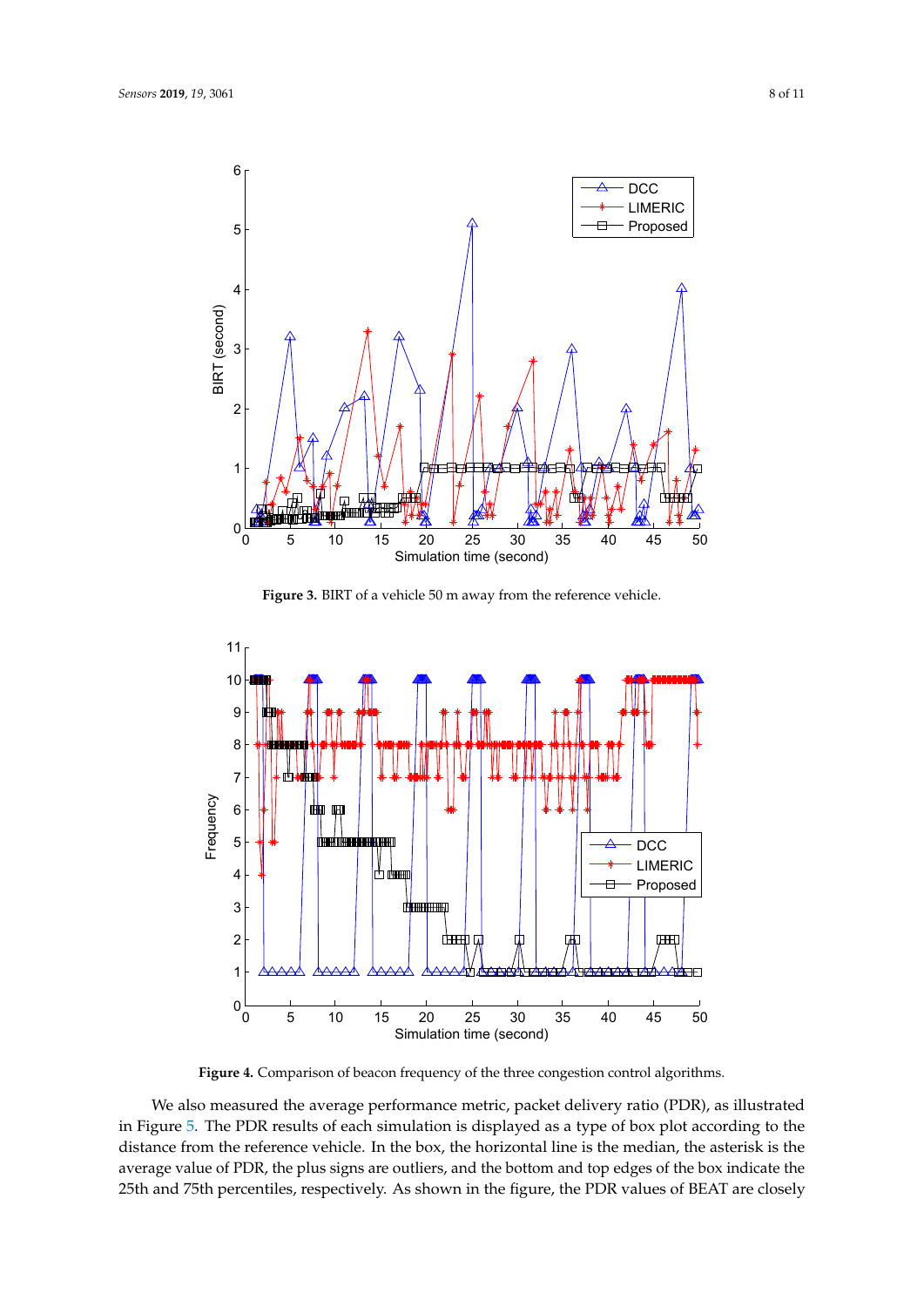**Figure 3.** BIRT of a vehicle 50 m away from the reference vehicle.

**Figure 4.** Comparison of beacon frequency of the three congestion control algorithms.

We also measured the average performance metric, packet delivery ratio (PDR), as illustrated in Figure 5. The PDR results of each simulation is displayed as a type of box plot according to the distance from the reference vehicle. In the box, the horizontal line is the median, the asterisk is the average value of PDR, the plus signs are outliers, and the bottom and top edges of the box indicate the 25th and 75th percentiles, respectively. As shown in the figure, the PDR values of BEAT are closely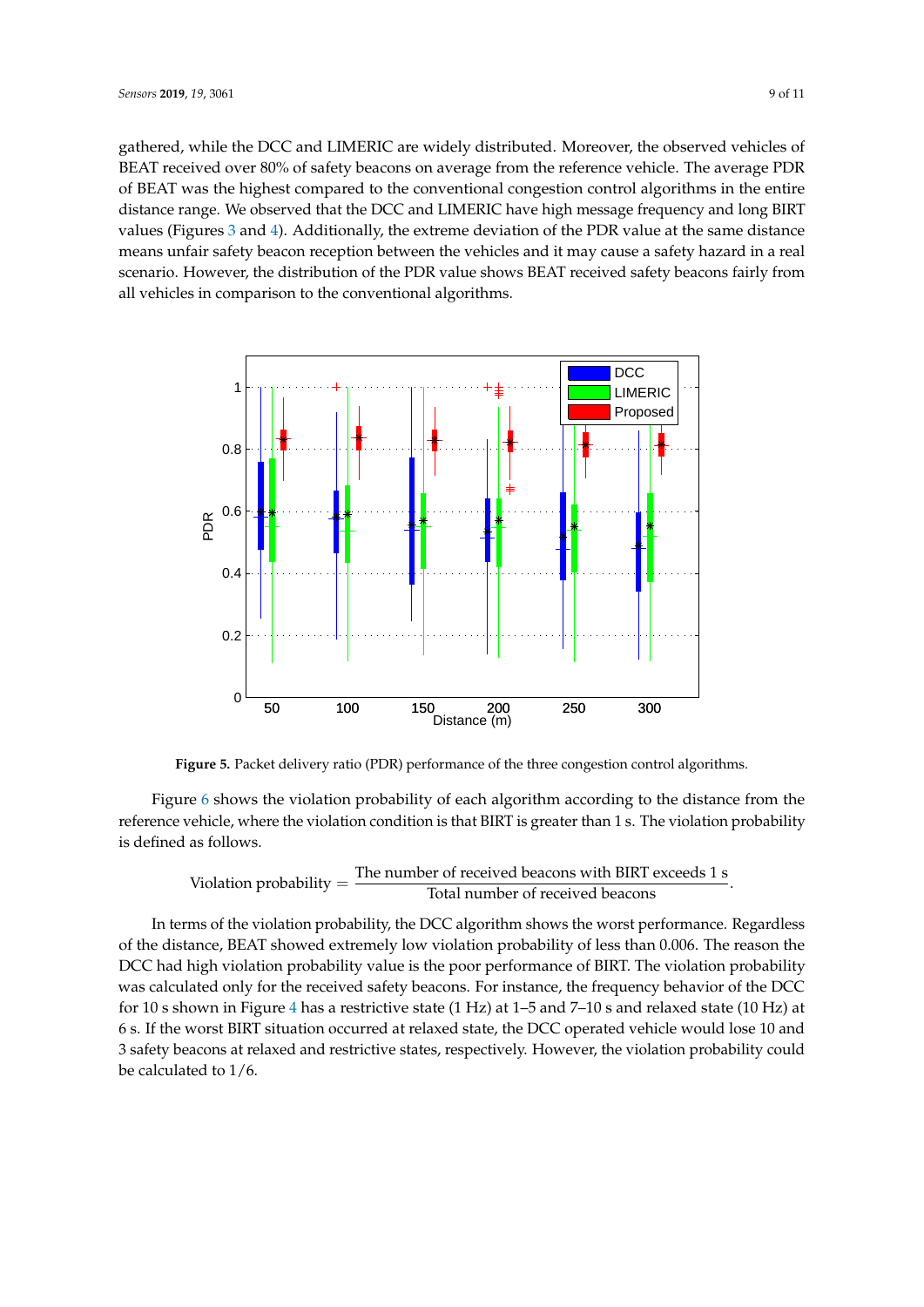gathered, while the DCC and LIMERIC are widely distributed. Moreover, the observed vehicles of BEAT received over 80% of safety beacons on average from the reference vehicle. The average PDR of BEAT was the highest compared to the conventional congestion control algorithms in the entire distance range. We observed that the DCC and LIMERIC have high message frequency and long BIRT values (Figures 3 and 4). Additionally, the extreme deviation of the PDR value at the same distance means unfair safety beacon reception between the vehicles and it may cause a safety hazard in a real scenario. However, the distribution of the PDR value shows BEAT received safety beacons fairly from all vehicles in comparison to the conventional algorithms.

**Figure 5.** Packet delivery ratio (PDR) performance of the three congestion control algorithms.

Figure 6 shows the violation probability of each algorithm according to the distance from the reference vehicle, where the violation condition is that BIRT is greater than 1 s. The violation probability is defined as follows.

$$\text{Violation probability} = \frac{\text{The number of received beacons with BIRT exceeds 1 s}}{\text{Total number of received beacons}}.$$

In terms of the violation probability, the DCC algorithm shows the worst performance. Regardless of the distance, BEAT showed extremely low violation probability of less than 0.006. The reason the DCC had high violation probability value is the poor performance of BIRT. The violation probability was calculated only for the received safety beacons. For instance, the frequency behavior of the DCC for 10 s shown in Figure 4 has a restrictive state (1 Hz) at 1–5 and 7–10 s and relaxed state (10 Hz) at 6 s. If the worst BIRT situation occurred at relaxed state, the DCC operated vehicle would lose 10 and 3 safety beacons at relaxed and restrictive states, respectively. However, the violation probability could be calculated to 1/6.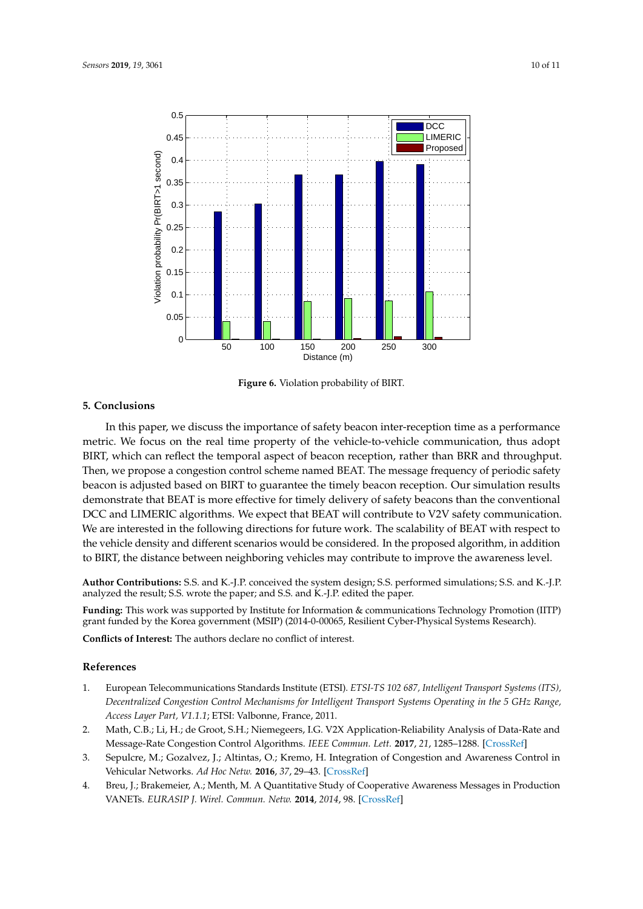Figure 6. Violation probability of BIRT.

## 5. Conclusions

In this paper, we discuss the importance of safety beacon inter-reception time as a performance metric. We focus on the real time property of the vehicle-to-vehicle communication, thus adopt BIRT, which can reflect the temporal aspect of beacon reception, rather than BRR and throughput. Then, we propose a congestion control scheme named BEAT. The message frequency of periodic safety beacon is adjusted based on BIRT to guarantee the timely beacon reception. Our simulation results demonstrate that BEAT is more effective for timely delivery of safety beacons than the conventional DCC and LIMERIC algorithms. We expect that BEAT will contribute to V2V safety communication. We are interested in the following directions for future work. The scalability of BEAT with respect to the vehicle density and different scenarios would be considered. In the proposed algorithm, in addition to BIRT, the distance between neighboring vehicles may contribute to improve the awareness level.

**Author Contributions:** S.S. and K.-J.P. conceived the system design; S.S. performed simulations; S.S. and K.-J.P. analyzed the result; S.S. wrote the paper; and S.S. and K.-J.P. edited the paper.

**Funding:** This work was supported by Institute for Information & communications Technology Promotion (IITP) grant funded by the Korea government (MSIP) (2014-0-00065, Resilient Cyber-Physical Systems Research).

**Conflicts of Interest:** The authors declare no conflict of interest.

## References

1. European Telecommunications Standards Institute (ETSI). *ETSI-TS 102 687, Intelligent Transport Systems (ITS), Decentralized Congestion Control Mechanisms for Intelligent Transport Systems Operating in the 5 GHz Range, Access Layer Part, V1.1.1*; ETSI: Valbonne, France, 2011.
2. Math, C.B.; Li, H.; de Groot, S.H.; Niemegeers, I.G. V2X Application-Reliability Analysis of Data-Rate and Message-Rate Congestion Control Algorithms. *IEEE Commun. Lett.* **2017**, *21*, 1285–1288. [CrossRef]
3. Sepulcre, M.; Gozalvez, J.; Altintas, O.; Kremo, H. Integration of Congestion and Awareness Control in Vehicular Networks. *Ad Hoc Netw.* **2016**, *37*, 29–43. [CrossRef]
4. Breu, J.; Brakemeier, A.; Menth, M. A Quantitative Study of Cooperative Awareness Messages in Production VANETs. *EURASIP J. Wirel. Commun. Netw.* **2014**, *2014*, 98. [CrossRef]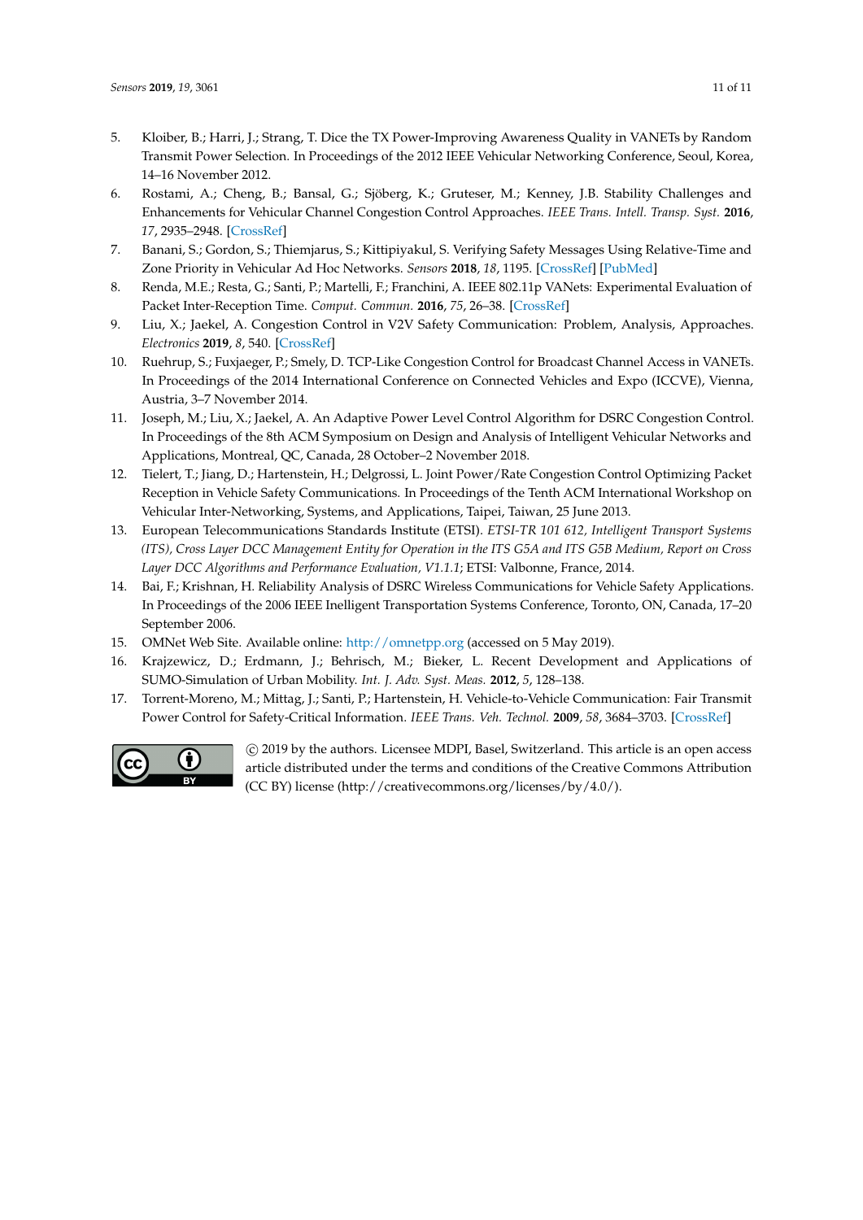5. Kloiber, B.; Harri, J.; Strang, T. Dice the TX Power-Improving Awareness Quality in VANETs by Random Transmit Power Selection. In Proceedings of the 2012 IEEE Vehicular Networking Conference, Seoul, Korea, 14–16 November 2012.
6. Rostami, A.; Cheng, B.; Bansal, G.; Sjöberg, K.; Gruteser, M.; Kenney, J.B. Stability Challenges and Enhancements for Vehicular Channel Congestion Control Approaches. *IEEE Trans. Intell. Transp. Syst.* **2016**, *17*, 2935–2948. [CrossRef]
7. Banani, S.; Gordon, S.; Thiemjarus, S.; Kittipiyakul, S. Verifying Safety Messages Using Relative-Time and Zone Priority in Vehicular Ad Hoc Networks. *Sensors* **2018**, *18*, 1195. [CrossRef] [PubMed]
8. Renda, M.E.; Resta, G.; Santi, P.; Martelli, F.; Franchini, A. IEEE 802.11p VANets: Experimental Evaluation of Packet Inter-Reception Time. *Comput. Commun.* **2016**, *75*, 26–38. [CrossRef]
9. Liu, X.; Jaekel, A. Congestion Control in V2V Safety Communication: Problem, Analysis, Approaches. *Electronics* **2019**, *8*, 540. [CrossRef]
10. Ruehrup, S.; Fuxjaeger, P.; Smely, D. TCP-Like Congestion Control for Broadcast Channel Access in VANETs. In Proceedings of the 2014 International Conference on Connected Vehicles and Expo (ICCVE), Vienna, Austria, 3–7 November 2014.
11. Joseph, M.; Liu, X.; Jaekel, A. An Adaptive Power Level Control Algorithm for DSRC Congestion Control. In Proceedings of the 8th ACM Symposium on Design and Analysis of Intelligent Vehicular Networks and Applications, Montreal, QC, Canada, 28 October–2 November 2018.
12. Tielert, T.; Jiang, D.; Hartenstein, H.; Delgrossi, L. Joint Power/Rate Congestion Control Optimizing Packet Reception in Vehicle Safety Communications. In Proceedings of the Tenth ACM International Workshop on Vehicular Inter-Networking, Systems, and Applications, Taipei, Taiwan, 25 June 2013.
13. European Telecommunications Standards Institute (ETSI). *ETSI-TR 101 612, Intelligent Transport Systems (ITS), Cross Layer DCC Management Entity for Operation in the ITS G5A and ITS G5B Medium, Report on Cross Layer DCC Algorithms and Performance Evaluation, V1.1.1*; ETSI: Valbonne, France, 2014.
14. Bai, F.; Krishnan, H. Reliability Analysis of DSRC Wireless Communications for Vehicle Safety Applications. In Proceedings of the 2006 IEEE Inelligent Transportation Systems Conference, Toronto, ON, Canada, 17–20 September 2006.
15. OMNet Web Site. Available online: http://omnetpp.org (accessed on 5 May 2019).
16. Krajzewicz, D.; Erdmann, J.; Behrisch, M.; Bieker, L. Recent Development and Applications of SUMO-Simulation of Urban Mobility. *Int. J. Adv. Syst. Meas.* **2012**, *5*, 128–138.
17. Torrent-Moreno, M.; Mittag, J.; Santi, P.; Hartenstein, H. Vehicle-to-Vehicle Communication: Fair Transmit Power Control for Safety-Critical Information. *IEEE Trans. Veh. Technol.* **2009**, *58*, 3684–3703. [CrossRef]

© 2019 by the authors. Licensee MDPI, Basel, Switzerland. This article is an open access article distributed under the terms and conditions of the Creative Commons Attribution (CC BY) license (http://creativecommons.org/licenses/by/4.0/).